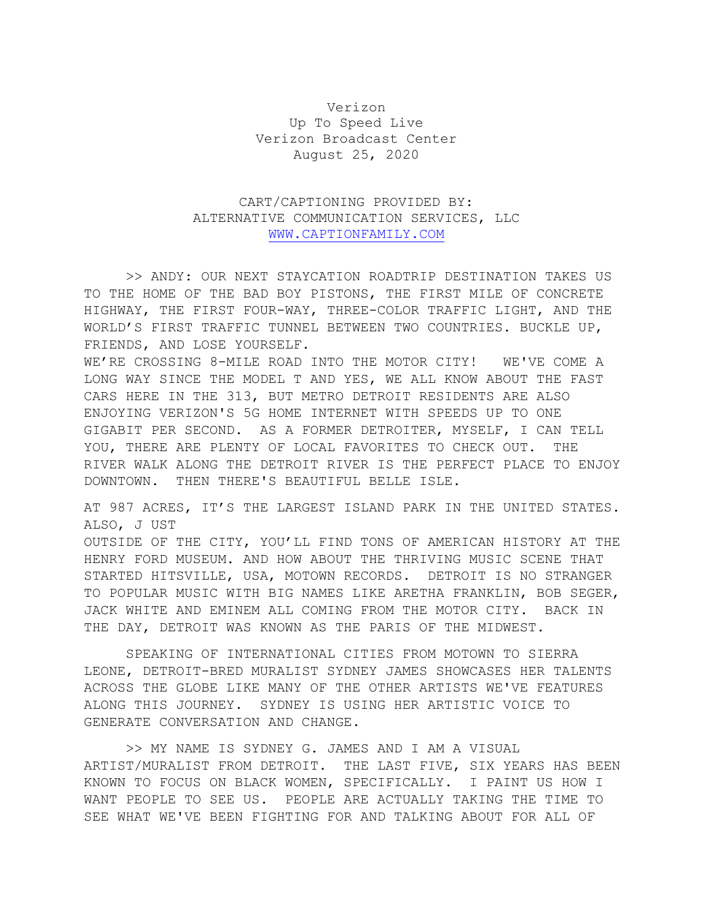Verizon
Up To Speed Live
Verizon Broadcast Center
August 25, 2020

CART/CAPTIONING PROVIDED BY:
ALTERNATIVE COMMUNICATION SERVICES, LLC
WWW.CAPTIONFAMILY.COM

>> ANDY: OUR NEXT STAYCATION ROADTRIP DESTINATION TAKES US TO THE HOME OF THE BAD BOY PISTONS, THE FIRST MILE OF CONCRETE HIGHWAY, THE FIRST FOUR-WAY, THREE-COLOR TRAFFIC LIGHT, AND THE WORLD'S FIRST TRAFFIC TUNNEL BETWEEN TWO COUNTRIES. BUCKLE UP, FRIENDS, AND LOSE YOURSELF.
WE'RE CROSSING 8-MILE ROAD INTO THE MOTOR CITY! WE'VE COME A LONG WAY SINCE THE MODEL T AND YES, WE ALL KNOW ABOUT THE FAST CARS HERE IN THE 313, BUT METRO DETROIT RESIDENTS ARE ALSO ENJOYING VERIZON'S 5G HOME INTERNET WITH SPEEDS UP TO ONE GIGABIT PER SECOND. AS A FORMER DETROITER, MYSELF, I CAN TELL YOU, THERE ARE PLENTY OF LOCAL FAVORITES TO CHECK OUT. THE RIVER WALK ALONG THE DETROIT RIVER IS THE PERFECT PLACE TO ENJOY DOWNTOWN. THEN THERE'S BEAUTIFUL BELLE ISLE.

AT 987 ACRES, IT'S THE LARGEST ISLAND PARK IN THE UNITED STATES. ALSO, J UST
OUTSIDE OF THE CITY, YOU'LL FIND TONS OF AMERICAN HISTORY AT THE HENRY FORD MUSEUM. AND HOW ABOUT THE THRIVING MUSIC SCENE THAT STARTED HITSVILLE, USA, MOTOWN RECORDS. DETROIT IS NO STRANGER TO POPULAR MUSIC WITH BIG NAMES LIKE ARETHA FRANKLIN, BOB SEGER, JACK WHITE AND EMINEM ALL COMING FROM THE MOTOR CITY. BACK IN THE DAY, DETROIT WAS KNOWN AS THE PARIS OF THE MIDWEST.

SPEAKING OF INTERNATIONAL CITIES FROM MOTOWN TO SIERRA LEONE, DETROIT-BRED MURALIST SYDNEY JAMES SHOWCASES HER TALENTS ACROSS THE GLOBE LIKE MANY OF THE OTHER ARTISTS WE'VE FEATURES ALONG THIS JOURNEY. SYDNEY IS USING HER ARTISTIC VOICE TO GENERATE CONVERSATION AND CHANGE.

>> MY NAME IS SYDNEY G. JAMES AND I AM A VISUAL ARTIST/MURALIST FROM DETROIT. THE LAST FIVE, SIX YEARS HAS BEEN KNOWN TO FOCUS ON BLACK WOMEN, SPECIFICALLY. I PAINT US HOW I WANT PEOPLE TO SEE US. PEOPLE ARE ACTUALLY TAKING THE TIME TO SEE WHAT WE'VE BEEN FIGHTING FOR AND TALKING ABOUT FOR ALL OF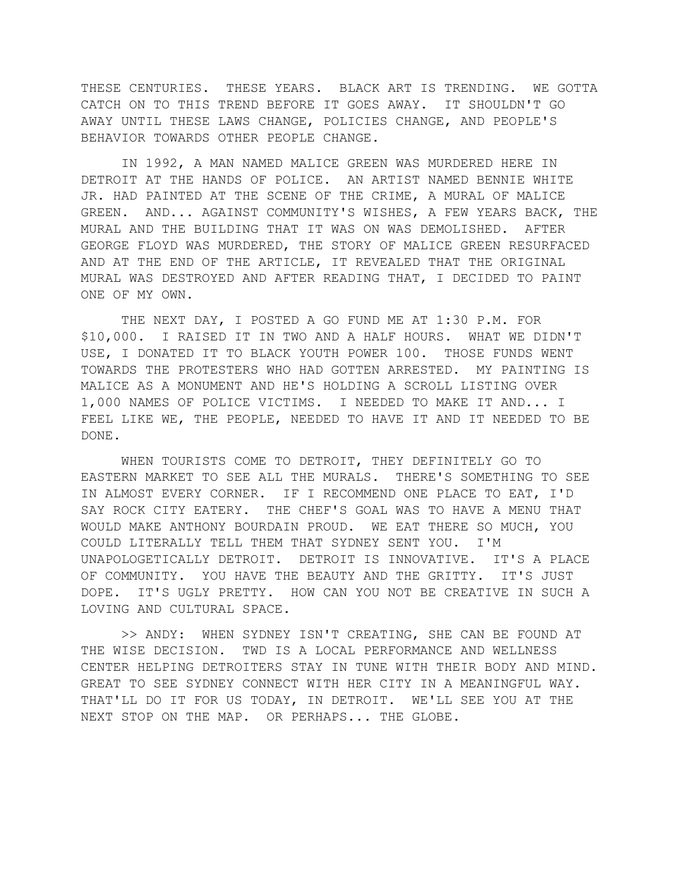THESE CENTURIES. THESE YEARS. BLACK ART IS TRENDING. WE GOTTA CATCH ON TO THIS TREND BEFORE IT GOES AWAY. IT SHOULDN'T GO AWAY UNTIL THESE LAWS CHANGE, POLICIES CHANGE, AND PEOPLE'S BEHAVIOR TOWARDS OTHER PEOPLE CHANGE.

IN 1992, A MAN NAMED MALICE GREEN WAS MURDERED HERE IN DETROIT AT THE HANDS OF POLICE. AN ARTIST NAMED BENNIE WHITE JR. HAD PAINTED AT THE SCENE OF THE CRIME, A MURAL OF MALICE GREEN. AND... AGAINST COMMUNITY'S WISHES, A FEW YEARS BACK, THE MURAL AND THE BUILDING THAT IT WAS ON WAS DEMOLISHED. AFTER GEORGE FLOYD WAS MURDERED, THE STORY OF MALICE GREEN RESURFACED AND AT THE END OF THE ARTICLE, IT REVEALED THAT THE ORIGINAL MURAL WAS DESTROYED AND AFTER READING THAT, I DECIDED TO PAINT ONE OF MY OWN.

THE NEXT DAY, I POSTED A GO FUND ME AT 1:30 P.M. FOR $10,000. I RAISED IT IN TWO AND A HALF HOURS. WHAT WE DIDN'T USE, I DONATED IT TO BLACK YOUTH POWER 100. THOSE FUNDS WENT TOWARDS THE PROTESTERS WHO HAD GOTTEN ARRESTED. MY PAINTING IS MALICE AS A MONUMENT AND HE'S HOLDING A SCROLL LISTING OVER 1,000 NAMES OF POLICE VICTIMS. I NEEDED TO MAKE IT AND... I FEEL LIKE WE, THE PEOPLE, NEEDED TO HAVE IT AND IT NEEDED TO BE DONE.

WHEN TOURISTS COME TO DETROIT, THEY DEFINITELY GO TO EASTERN MARKET TO SEE ALL THE MURALS. THERE'S SOMETHING TO SEE IN ALMOST EVERY CORNER. IF I RECOMMEND ONE PLACE TO EAT, I'D SAY ROCK CITY EATERY. THE CHEF'S GOAL WAS TO HAVE A MENU THAT WOULD MAKE ANTHONY BOURDAIN PROUD. WE EAT THERE SO MUCH, YOU COULD LITERALLY TELL THEM THAT SYDNEY SENT YOU. I'M UNAPOLOGETICALLY DETROIT. DETROIT IS INNOVATIVE. IT'S A PLACE OF COMMUNITY. YOU HAVE THE BEAUTY AND THE GRITTY. IT'S JUST DOPE. IT'S UGLY PRETTY. HOW CAN YOU NOT BE CREATIVE IN SUCH A LOVING AND CULTURAL SPACE.

>> ANDY: WHEN SYDNEY ISN'T CREATING, SHE CAN BE FOUND AT THE WISE DECISION. TWD IS A LOCAL PERFORMANCE AND WELLNESS CENTER HELPING DETROITERS STAY IN TUNE WITH THEIR BODY AND MIND. GREAT TO SEE SYDNEY CONNECT WITH HER CITY IN A MEANINGFUL WAY. THAT'LL DO IT FOR US TODAY, IN DETROIT. WE'LL SEE YOU AT THE NEXT STOP ON THE MAP. OR PERHAPS... THE GLOBE.